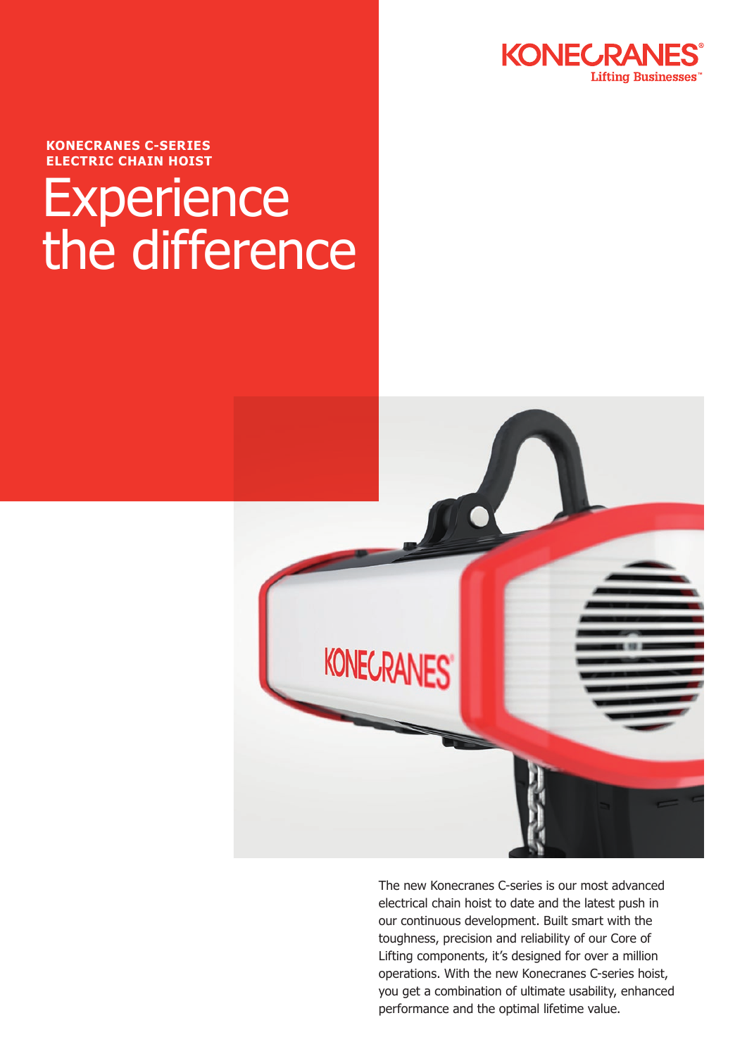**KONECRANES C-SERIES ELECTRIC CHAIN HOIST**

# Experience the difference

The new Konecranes C-series is our most advanced electrical chain hoist to date and the latest push in our continuous development. Built smart with the toughness, precision and reliability of our Core of Lifting components, it's designed for over a million operations. With the new Konecranes C-series hoist, you get a combination of ultimate usability, enhanced performance and the optimal lifetime value.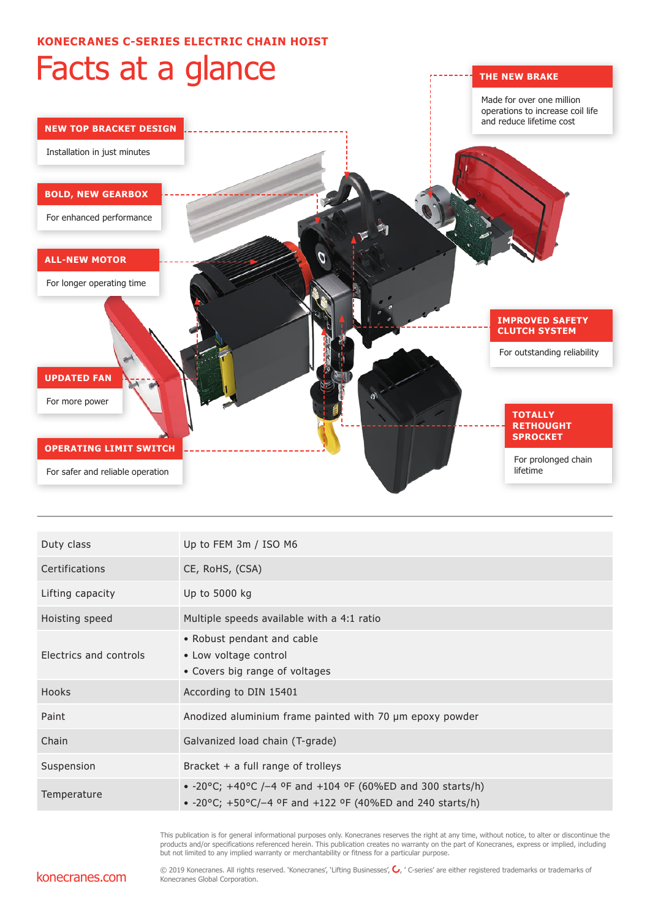KONECRANES C-SERIES ELECTRIC CHAIN HOIST

# Facts at a glance

**NEW TOP BRACKET DESIGN**

Installation in just minutes

**BOLD, NEW GEARBOX**

For enhanced performance

**ALL-NEW MOTOR**

For longer operating time

**UPDATED FAN**

For more power

**OPERATING LIMIT SWITCH**

For safer and reliable operation

**THE NEW BRAKE**

Made for over one million operations to increase coil life and reduce lifetime cost

**IMPROVED SAFETY CLUTCH SYSTEM**

For outstanding reliability

**TOTALLY RETHOUGHT SPROCKET**

For prolonged chain lifetime

| | |
|---|---|
| Duty class | Up to FEM 3m / ISO M6 |
| Certifications | CE, RoHS, (CSA) |
| Lifting capacity | Up to 5000 kg |
| Hoisting speed | Multiple speeds available with a 4:1 ratio |
| Electrics and controls | • Robust pendant and cable<br>• Low voltage control<br>• Covers big range of voltages |
| Hooks | According to DIN 15401 |
| Paint | Anodized aluminium frame painted with 70 µm epoxy powder |
| Chain | Galvanized load chain (T-grade) |
| Suspension | Bracket + a full range of trolleys |
| Temperature | • -20°C; +40°C /–4 ºF and +104 ºF (60%ED and 300 starts/h)<br>• -20°C; +50°C/–4 ºF and +122 ºF (40%ED and 240 starts/h) |

This publication is for general informational purposes only. Konecranes reserves the right at any time, without notice, to alter or discontinue the products and/or specifications referenced herein. This publication creates no warranty on the part of Konecranes, express or implied, including but not limited to any implied warranty or merchantability or fitness for a particular purpose.

© 2019 Konecranes. All rights reserved. 'Konecranes', 'Lifting Businesses', ' ', ' C-series' are either registered trademarks or trademarks of Konecranes Global Corporation.

konecranes.com